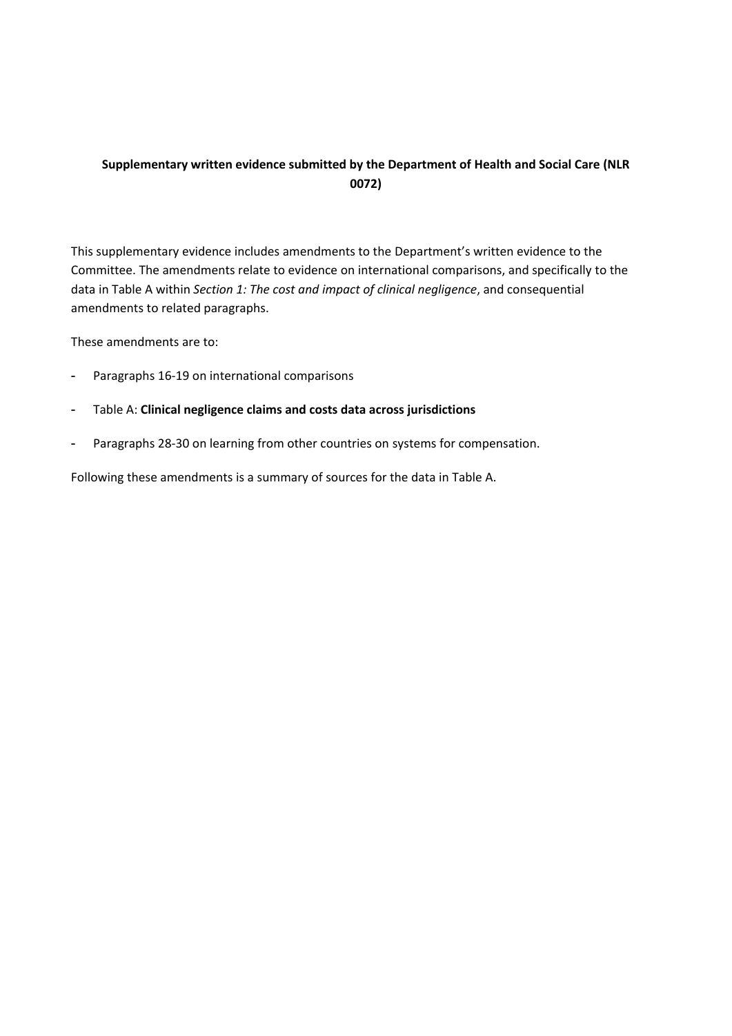**Supplementary written evidence submitted by the Department of Health and Social Care (NLR 0072)**

This supplementary evidence includes amendments to the Department's written evidence to the Committee. The amendments relate to evidence on international comparisons, and specifically to the data in Table A within *Section 1: The cost and impact of clinical negligence*, and consequential amendments to related paragraphs.

These amendments are to:

- Paragraphs 16-19 on international comparisons
- Table A: **Clinical negligence claims and costs data across jurisdictions**
- Paragraphs 28-30 on learning from other countries on systems for compensation.

Following these amendments is a summary of sources for the data in Table A.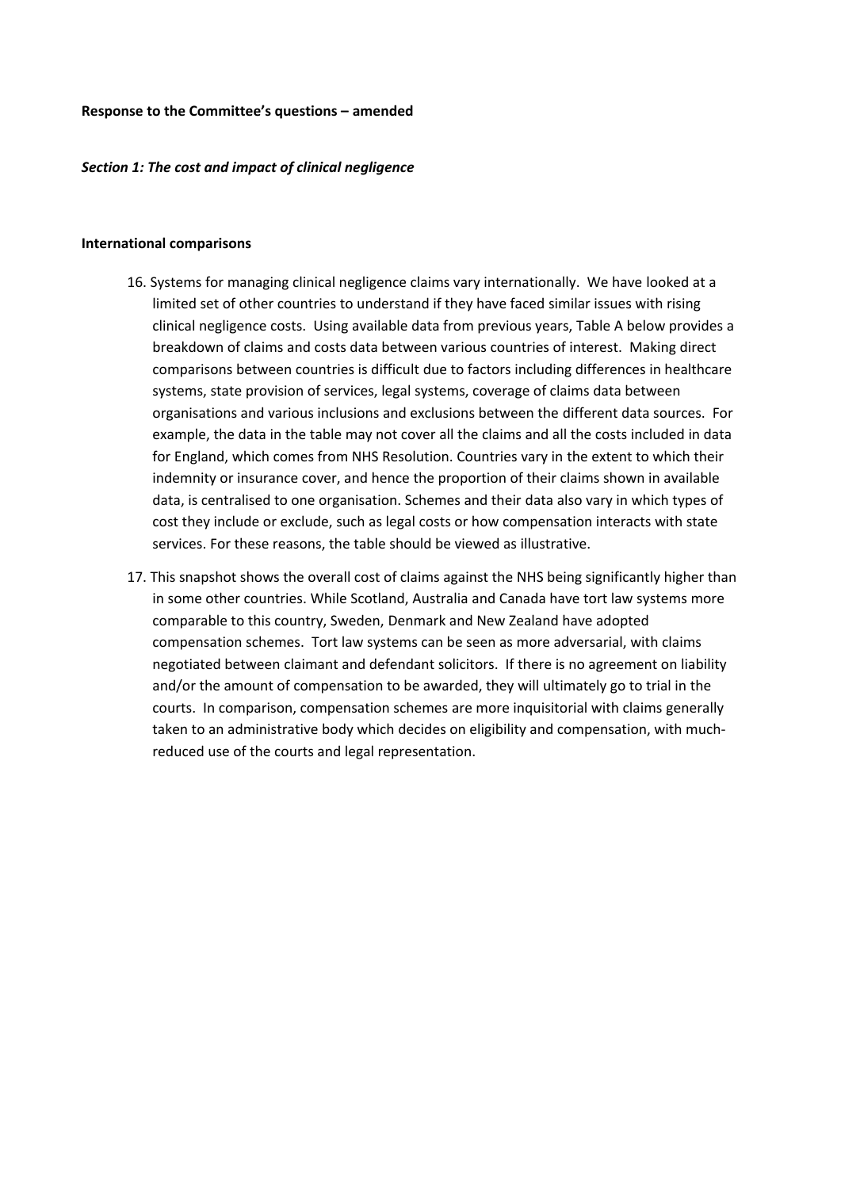**Response to the Committee's questions – amended**

***Section 1: The cost and impact of clinical negligence***

**International comparisons**

16. Systems for managing clinical negligence claims vary internationally. We have looked at a limited set of other countries to understand if they have faced similar issues with rising clinical negligence costs. Using available data from previous years, Table A below provides a breakdown of claims and costs data between various countries of interest. Making direct comparisons between countries is difficult due to factors including differences in healthcare systems, state provision of services, legal systems, coverage of claims data between organisations and various inclusions and exclusions between the different data sources. For example, the data in the table may not cover all the claims and all the costs included in data for England, which comes from NHS Resolution. Countries vary in the extent to which their indemnity or insurance cover, and hence the proportion of their claims shown in available data, is centralised to one organisation. Schemes and their data also vary in which types of cost they include or exclude, such as legal costs or how compensation interacts with state services. For these reasons, the table should be viewed as illustrative.

17. This snapshot shows the overall cost of claims against the NHS being significantly higher than in some other countries. While Scotland, Australia and Canada have tort law systems more comparable to this country, Sweden, Denmark and New Zealand have adopted compensation schemes. Tort law systems can be seen as more adversarial, with claims negotiated between claimant and defendant solicitors. If there is no agreement on liability and/or the amount of compensation to be awarded, they will ultimately go to trial in the courts. In comparison, compensation schemes are more inquisitorial with claims generally taken to an administrative body which decides on eligibility and compensation, with much-reduced use of the courts and legal representation.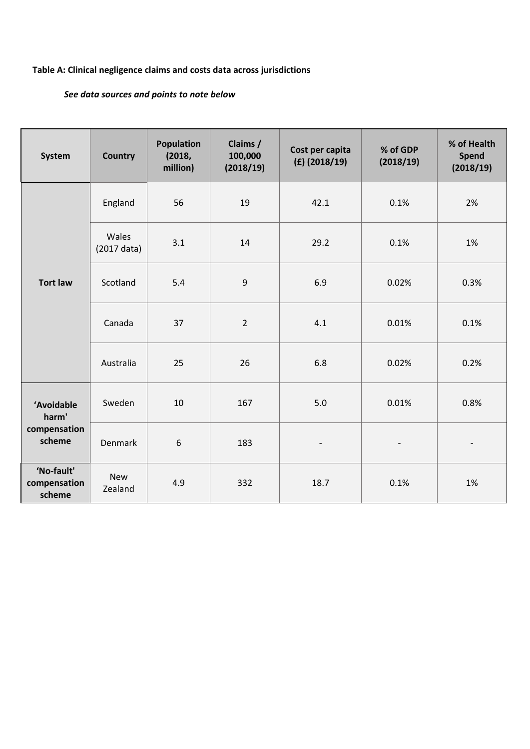**Table A: Clinical negligence claims and costs data across jurisdictions**

*See data sources and points to note below*

| System | Country | Population (2018, million) | Claims / 100,000 (2018/19) | Cost per capita (£) (2018/19) | % of GDP (2018/19) | % of Health Spend (2018/19) |
|---|---|---|---|---|---|---|
| Tort law | England | 56 | 19 | 42.1 | 0.1% | 2% |
| | Wales (2017 data) | 3.1 | 14 | 29.2 | 0.1% | 1% |
| | Scotland | 5.4 | 9 | 6.9 | 0.02% | 0.3% |
| | Canada | 37 | 2 | 4.1 | 0.01% | 0.1% |
| | Australia | 25 | 26 | 6.8 | 0.02% | 0.2% |
| 'Avoidable harm' compensation scheme | Sweden | 10 | 167 | 5.0 | 0.01% | 0.8% |
| | Denmark | 6 | 183 | - | - | - |
| 'No-fault' compensation scheme | New Zealand | 4.9 | 332 | 18.7 | 0.1% | 1% |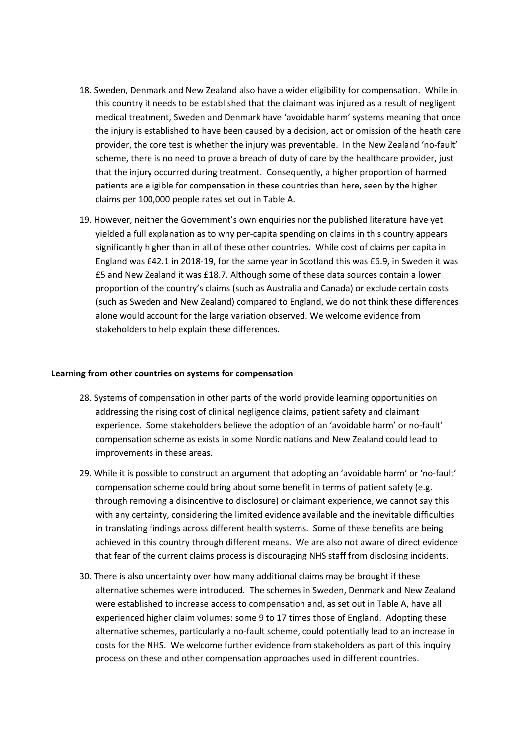18. Sweden, Denmark and New Zealand also have a wider eligibility for compensation. While in this country it needs to be established that the claimant was injured as a result of negligent medical treatment, Sweden and Denmark have 'avoidable harm' systems meaning that once the injury is established to have been caused by a decision, act or omission of the heath care provider, the core test is whether the injury was preventable. In the New Zealand 'no-fault' scheme, there is no need to prove a breach of duty of care by the healthcare provider, just that the injury occurred during treatment. Consequently, a higher proportion of harmed patients are eligible for compensation in these countries than here, seen by the higher claims per 100,000 people rates set out in Table A.

19. However, neither the Government's own enquiries nor the published literature have yet yielded a full explanation as to why per-capita spending on claims in this country appears significantly higher than in all of these other countries. While cost of claims per capita in England was £42.1 in 2018-19, for the same year in Scotland this was £6.9, in Sweden it was £5 and New Zealand it was £18.7. Although some of these data sources contain a lower proportion of the country's claims (such as Australia and Canada) or exclude certain costs (such as Sweden and New Zealand) compared to England, we do not think these differences alone would account for the large variation observed. We welcome evidence from stakeholders to help explain these differences.

**Learning from other countries on systems for compensation**

28. Systems of compensation in other parts of the world provide learning opportunities on addressing the rising cost of clinical negligence claims, patient safety and claimant experience. Some stakeholders believe the adoption of an 'avoidable harm' or no-fault' compensation scheme as exists in some Nordic nations and New Zealand could lead to improvements in these areas.

29. While it is possible to construct an argument that adopting an 'avoidable harm' or 'no-fault' compensation scheme could bring about some benefit in terms of patient safety (e.g. through removing a disincentive to disclosure) or claimant experience, we cannot say this with any certainty, considering the limited evidence available and the inevitable difficulties in translating findings across different health systems. Some of these benefits are being achieved in this country through different means. We are also not aware of direct evidence that fear of the current claims process is discouraging NHS staff from disclosing incidents.

30. There is also uncertainty over how many additional claims may be brought if these alternative schemes were introduced. The schemes in Sweden, Denmark and New Zealand were established to increase access to compensation and, as set out in Table A, have all experienced higher claim volumes: some 9 to 17 times those of England. Adopting these alternative schemes, particularly a no-fault scheme, could potentially lead to an increase in costs for the NHS. We welcome further evidence from stakeholders as part of this inquiry process on these and other compensation approaches used in different countries.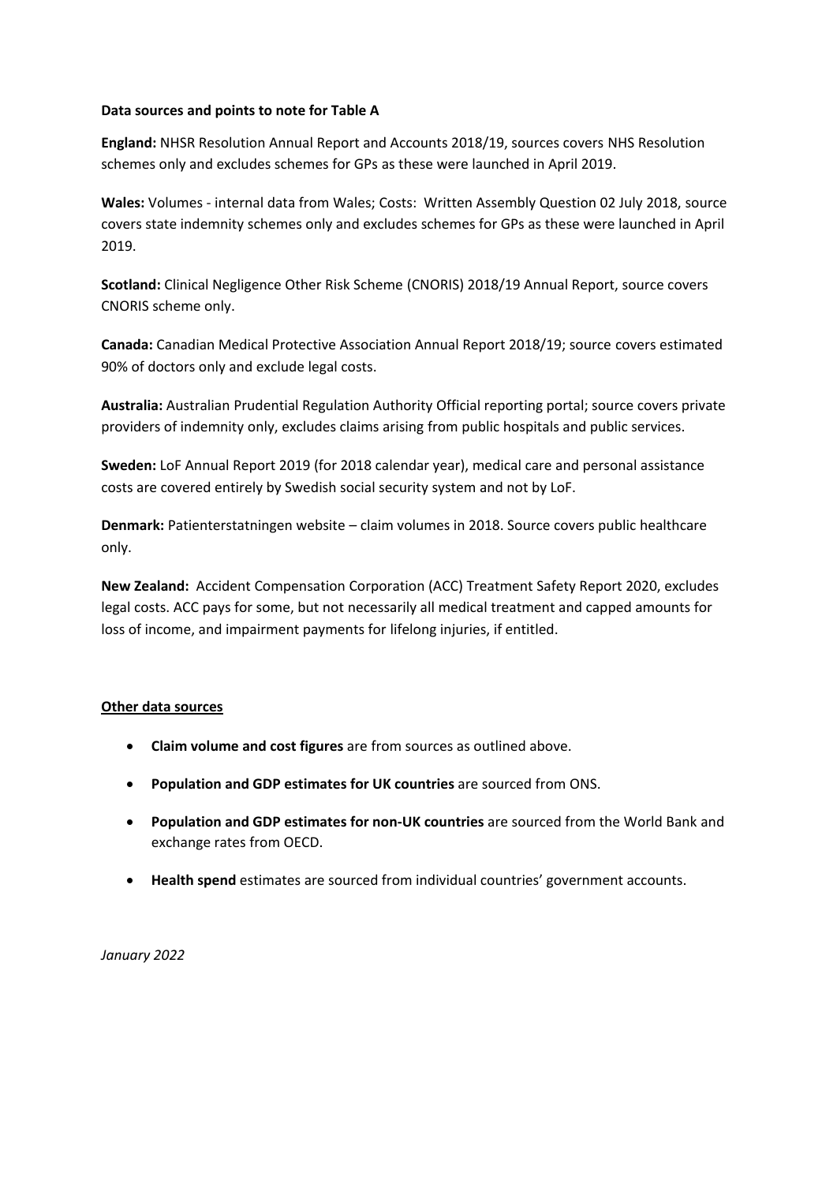**Data sources and points to note for Table A**

**England:** NHSR Resolution Annual Report and Accounts 2018/19, sources covers NHS Resolution schemes only and excludes schemes for GPs as these were launched in April 2019.

**Wales:** Volumes - internal data from Wales; Costs: Written Assembly Question 02 July 2018, source covers state indemnity schemes only and excludes schemes for GPs as these were launched in April 2019.

**Scotland:** Clinical Negligence Other Risk Scheme (CNORIS) 2018/19 Annual Report, source covers CNORIS scheme only.

**Canada:** Canadian Medical Protective Association Annual Report 2018/19; source covers estimated 90% of doctors only and exclude legal costs.

**Australia:** Australian Prudential Regulation Authority Official reporting portal; source covers private providers of indemnity only, excludes claims arising from public hospitals and public services.

**Sweden:** LoF Annual Report 2019 (for 2018 calendar year), medical care and personal assistance costs are covered entirely by Swedish social security system and not by LoF.

**Denmark:** Patienterstatningen website – claim volumes in 2018. Source covers public healthcare only.

**New Zealand:** Accident Compensation Corporation (ACC) Treatment Safety Report 2020, excludes legal costs. ACC pays for some, but not necessarily all medical treatment and capped amounts for loss of income, and impairment payments for lifelong injuries, if entitled.

**Other data sources**

- **Claim volume and cost figures** are from sources as outlined above.
- **Population and GDP estimates for UK countries** are sourced from ONS.
- **Population and GDP estimates for non-UK countries** are sourced from the World Bank and exchange rates from OECD.
- **Health spend** estimates are sourced from individual countries' government accounts.

*January 2022*